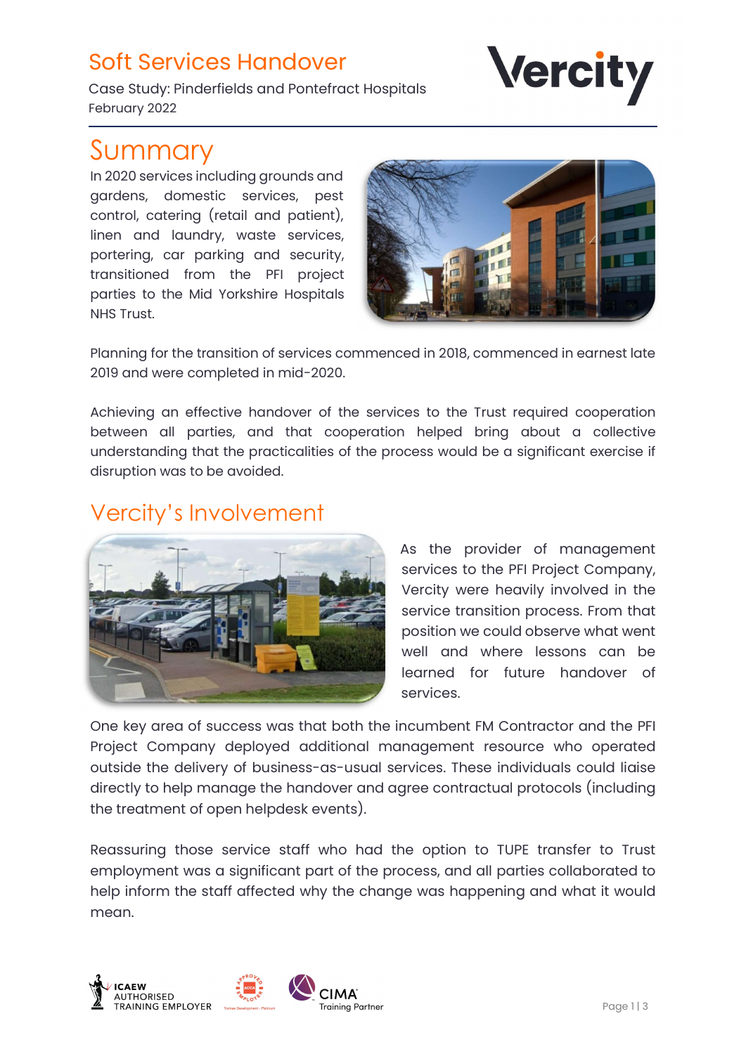# Soft Services Handover

Case Study: Pinderfields and Pontefract Hospitals
February 2022

## Summary

In 2020 services including grounds and gardens, domestic services, pest control, catering (retail and patient), linen and laundry, waste services, portering, car parking and security, transitioned from the PFI project parties to the Mid Yorkshire Hospitals NHS Trust.

Planning for the transition of services commenced in 2018, commenced in earnest late 2019 and were completed in mid-2020.

Achieving an effective handover of the services to the Trust required cooperation between all parties, and that cooperation helped bring about a collective understanding that the practicalities of the process would be a significant exercise if disruption was to be avoided.

## Vercity's Involvement

As the provider of management services to the PFI Project Company, Vercity were heavily involved in the service transition process. From that position we could observe what went well and where lessons can be learned for future handover of services.

One key area of success was that both the incumbent FM Contractor and the PFI Project Company deployed additional management resource who operated outside the delivery of business-as-usual services. These individuals could liaise directly to help manage the handover and agree contractual protocols (including the treatment of open helpdesk events).

Reassuring those service staff who had the option to TUPE transfer to Trust employment was a significant part of the process, and all parties collaborated to help inform the staff affected why the change was happening and what it would mean.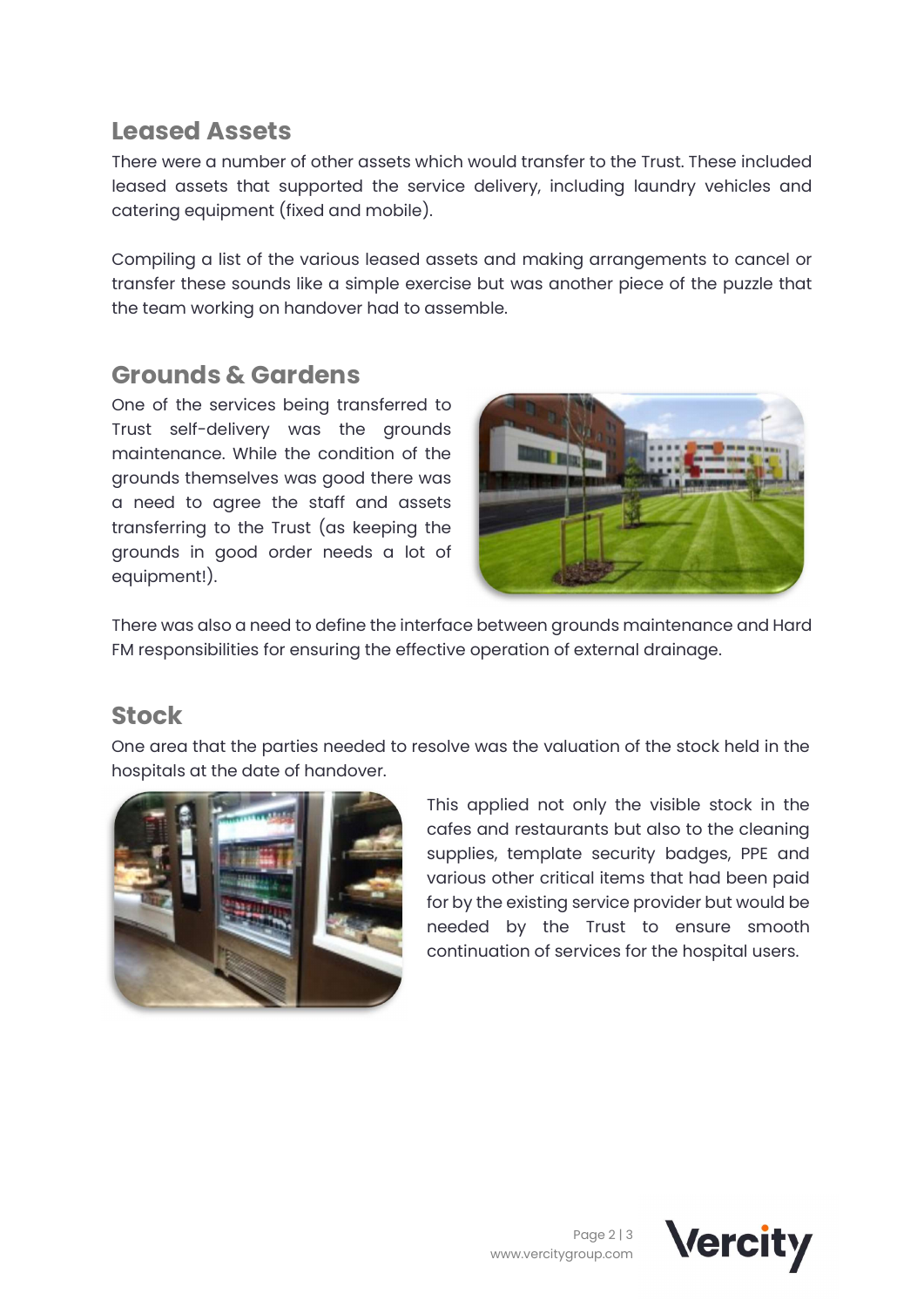## Leased Assets

There were a number of other assets which would transfer to the Trust. These included leased assets that supported the service delivery, including laundry vehicles and catering equipment (fixed and mobile).

Compiling a list of the various leased assets and making arrangements to cancel or transfer these sounds like a simple exercise but was another piece of the puzzle that the team working on handover had to assemble.

## Grounds & Gardens

One of the services being transferred to Trust self-delivery was the grounds maintenance. While the condition of the grounds themselves was good there was a need to agree the staff and assets transferring to the Trust (as keeping the grounds in good order needs a lot of equipment!).

There was also a need to define the interface between grounds maintenance and Hard FM responsibilities for ensuring the effective operation of external drainage.

## Stock

One area that the parties needed to resolve was the valuation of the stock held in the hospitals at the date of handover.

This applied not only the visible stock in the cafes and restaurants but also to the cleaning supplies, template security badges, PPE and various other critical items that had been paid for by the existing service provider but would be needed by the Trust to ensure smooth continuation of services for the hospital users.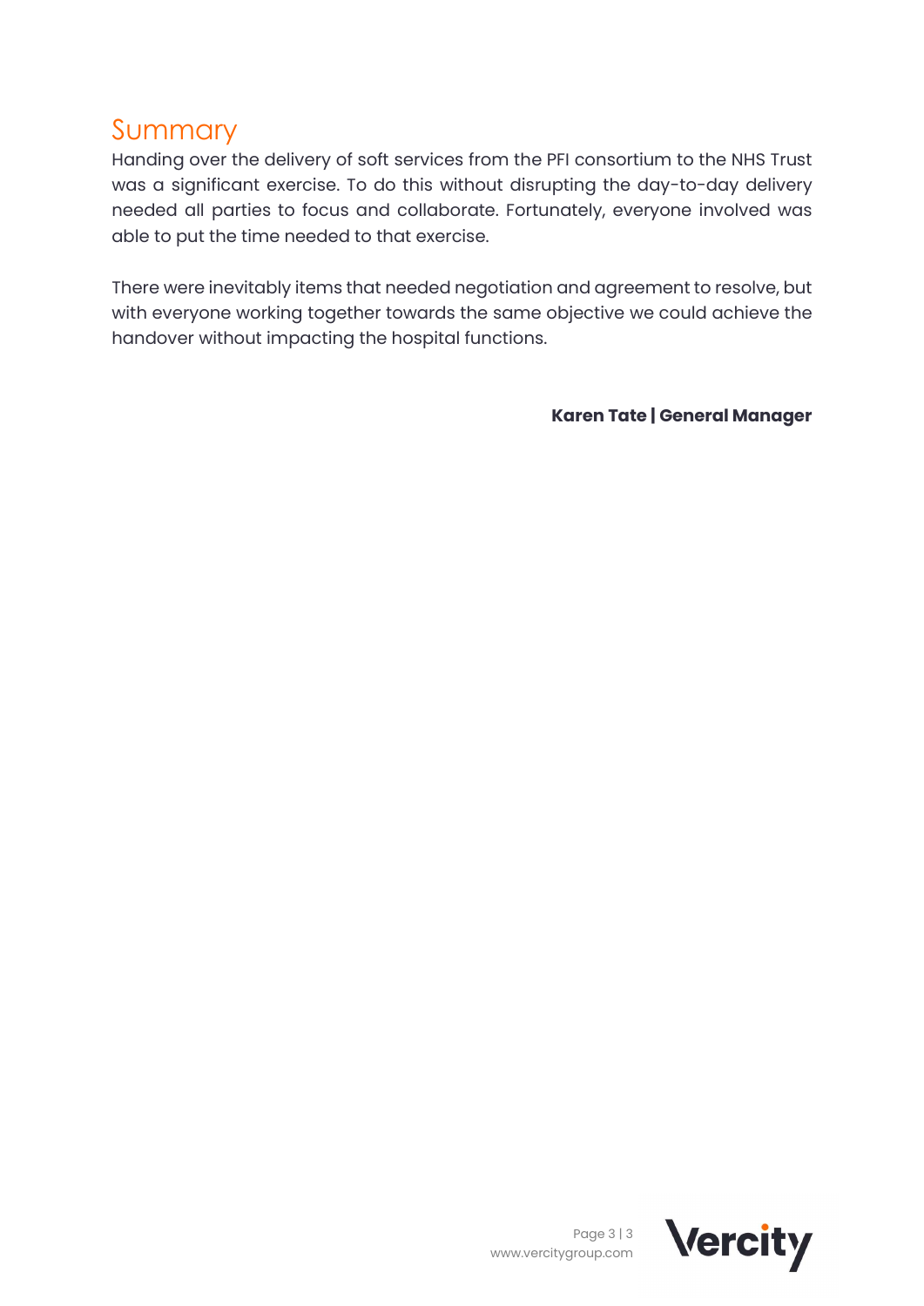## Summary

Handing over the delivery of soft services from the PFI consortium to the NHS Trust was a significant exercise. To do this without disrupting the day-to-day delivery needed all parties to focus and collaborate. Fortunately, everyone involved was able to put the time needed to that exercise.

There were inevitably items that needed negotiation and agreement to resolve, but with everyone working together towards the same objective we could achieve the handover without impacting the hospital functions.

**Karen Tate | General Manager**